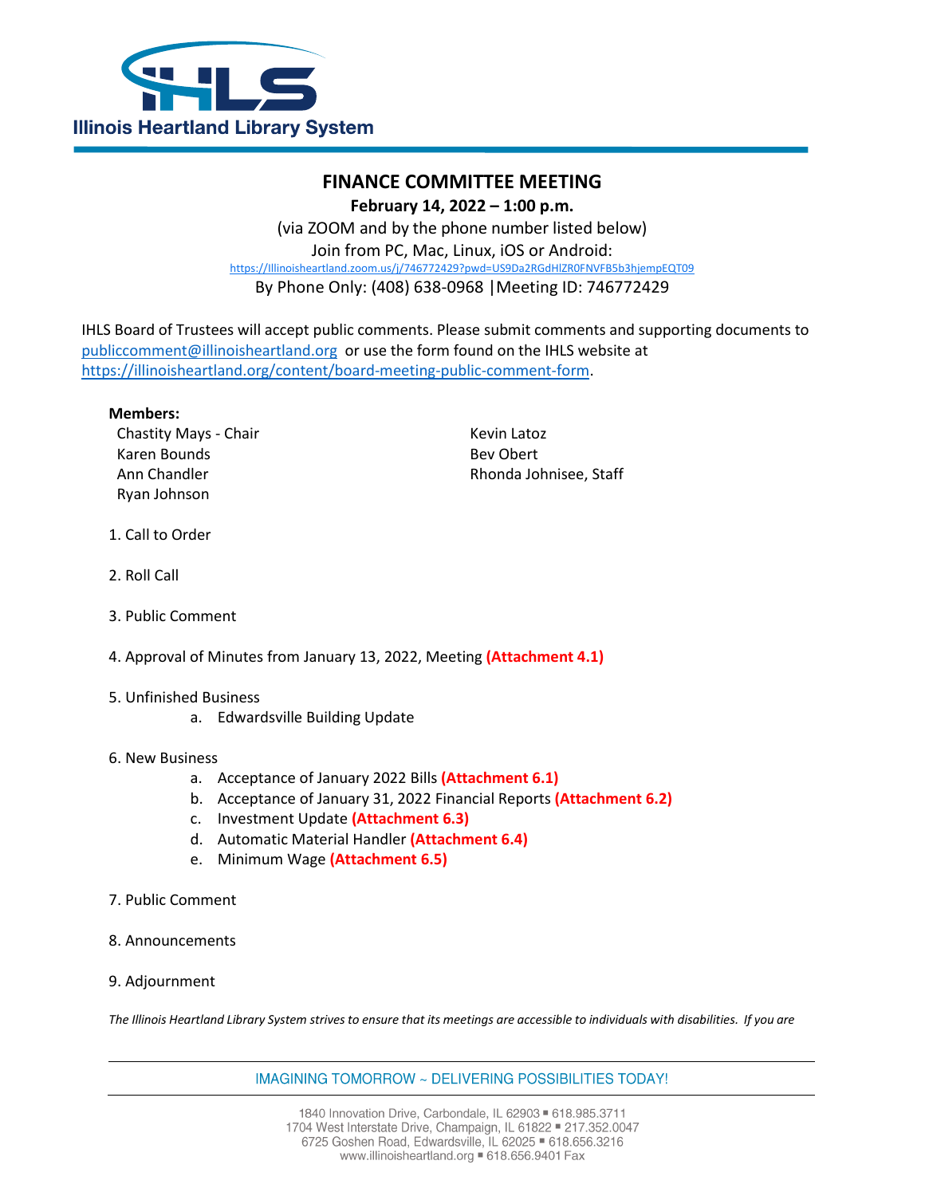Illinois Heartland Library System

# FINANCE COMMITTEE MEETING

**February 14, 2022 – 1:00 p.m.**

(via ZOOM and by the phone number listed below)

Join from PC, Mac, Linux, iOS or Android:

https://Illinoisheartland.zoom.us/j/746772429?pwd=US9Da2RGdHlZR0FNVFB5b3hjempEQT09

By Phone Only: (408) 638-0968 |Meeting ID: 746772429

IHLS Board of Trustees will accept public comments. Please submit comments and supporting documents to publiccomment@illinoisheartland.org or use the form found on the IHLS website at https://illinoisheartland.org/content/board-meeting-public-comment-form.

**Members:**

Chastity Mays - Chair
Karen Bounds
Ann Chandler
Ryan Johnson
Kevin Latoz
Bev Obert
Rhonda Johnisee, Staff

1. Call to Order
2. Roll Call
3. Public Comment
4. Approval of Minutes from January 13, 2022, Meeting **(Attachment 4.1)**
5. Unfinished Business
   a. Edwardsville Building Update
6. New Business
   a. Acceptance of January 2022 Bills **(Attachment 6.1)**
   b. Acceptance of January 31, 2022 Financial Reports **(Attachment 6.2)**
   c. Investment Update **(Attachment 6.3)**
   d. Automatic Material Handler **(Attachment 6.4)**
   e. Minimum Wage **(Attachment 6.5)**
7. Public Comment
8. Announcements
9. Adjournment

*The Illinois Heartland Library System strives to ensure that its meetings are accessible to individuals with disabilities. If you are*

IMAGINING TOMORROW ~ DELIVERING POSSIBILITIES TODAY!

1840 Innovation Drive, Carbondale, IL 62903 ▪ 618.985.3711
1704 West Interstate Drive, Champaign, IL 61822 ▪ 217.352.0047
6725 Goshen Road, Edwardsville, IL 62025 ▪ 618.656.3216
www.illinoisheartland.org ▪ 618.656.9401 Fax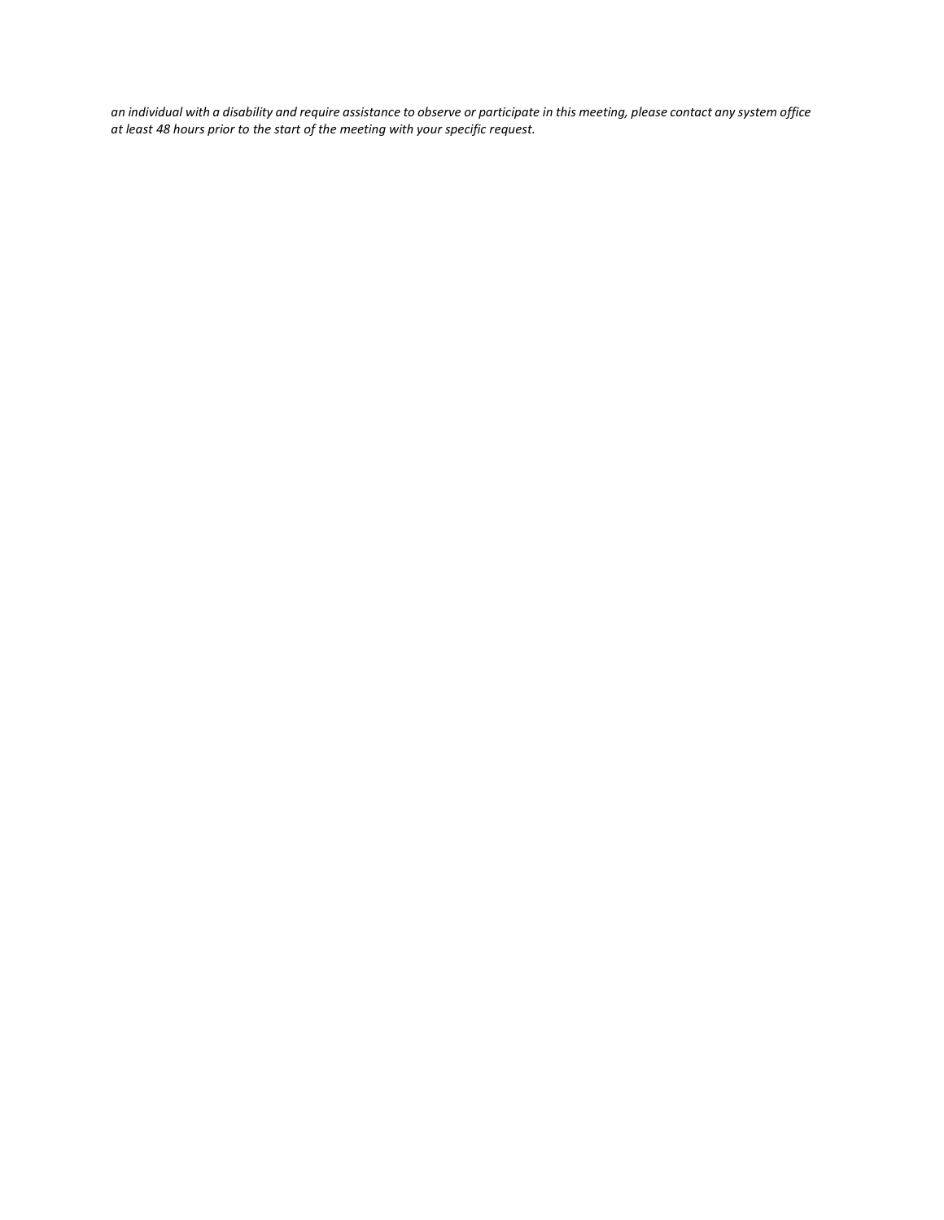*an individual with a disability and require assistance to observe or participate in this meeting, please contact any system office at least 48 hours prior to the start of the meeting with your specific request.*